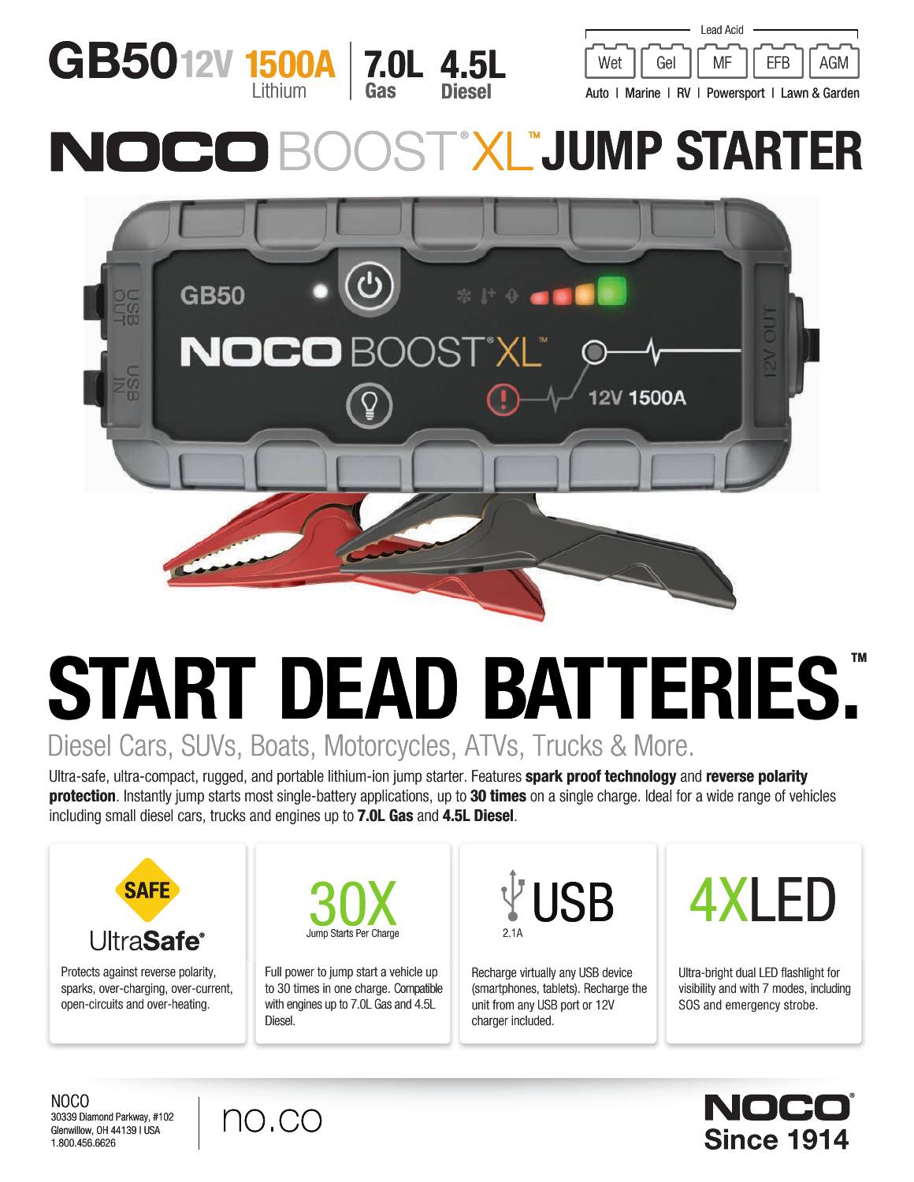# GB50 12V 1500A Lithium | 7.0L Gas 4.5L Diesel

Lead Acid: Wet | Gel | MF | EFB | AGM

Auto | Marine | RV | Powersport | Lawn & Garden

# NOCO BOOST® XL™ JUMP STARTER

# START DEAD BATTERIES.™

## Diesel Cars, SUVs, Boats, Motorcycles, ATVs, Trucks & More.

Ultra-safe, ultra-compact, rugged, and portable lithium-ion jump starter. Features **spark proof technology** and **reverse polarity protection**. Instantly jump starts most single-battery applications, up to **30 times** on a single charge. Ideal for a wide range of vehicles including small diesel cars, trucks and engines up to **7.0L Gas** and **4.5L Diesel**.

### SAFE UltraSafe®

Protects against reverse polarity, sparks, over-charging, over-current, open-circuits and over-heating.

### 30X

Jump Starts Per Charge

Full power to jump start a vehicle up to 30 times in one charge. Compatible with engines up to 7.0L Gas and 4.5L Diesel.

### USB

2.1A

Recharge virtually any USB device (smartphones, tablets). Recharge the unit from any USB port or 12V charger included.

### 4XLED

Ultra-bright dual LED flashlight for visibility and with 7 modes, including SOS and emergency strobe.

NOCO
30339 Diamond Parkway, #102
Glenwillow, OH 44139 I USA
1.800.456.6626

no.co

NOCO® Since 1914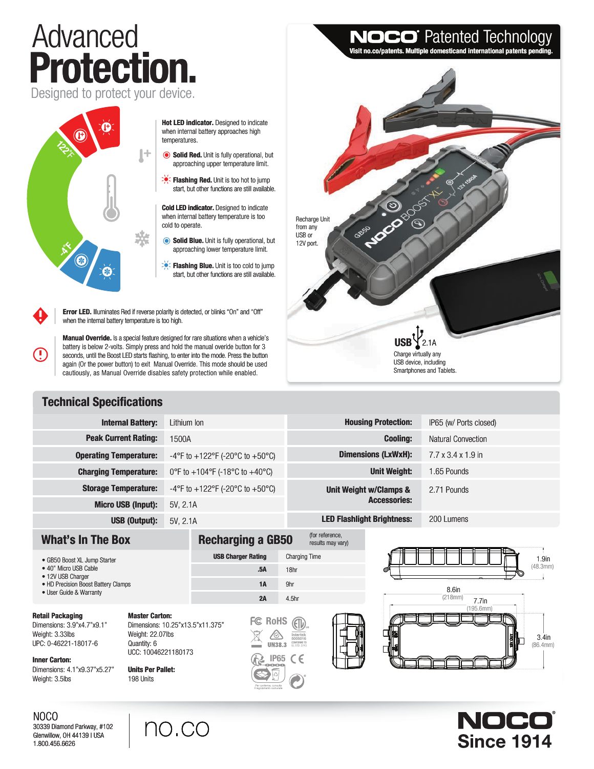# Advanced Protection.

Designed to protect your device.

122°F

-4°F

**Hot LED indicator.** Designed to indicate when internal battery approaches high temperatures.

- **Solid Red.** Unit is fully operational, but approaching upper temperature limit.
- **Flashing Red.** Unit is too hot to jump start, but other functions are still available.

**Cold LED indicator.** Designed to indicate when internal battery temperature is too cold to operate.

- **Solid Blue.** Unit is fully operational, but approaching lower temperature limit.
- **Flashing Blue.** Unit is too cold to jump start, but other functions are still available.

**Error LED.** Illuminates Red if reverse polarity is detected, or blinks "On" and "Off" when the internal battery temperature is too high.

**Manual Override.** Is a special feature designed for rare situations when a vehicle's battery is below 2-volts. Simply press and hold the manual override button for 3 seconds, until the Boost LED starts flashing, to enter into the mode. Press the button again (Or the power button) to exit Manual Override. This mode should be used cautiously, as Manual Override disables safety protection while enabled.

## NOCO® Patented Technology

Visit no.co/patents. Multiple domesticand international patents pending.

Recharge Unit from any USB or 12V port.

USB 2.1A

Charge virtually any USB device, including Smartphones and Tablets.

## Technical Specifications

| | | | |
|---|---|---|---|
| **Internal Battery:** | Lithium Ion | **Housing Protection:** | IP65 (w/ Ports closed) |
| **Peak Current Rating:** | 1500A | **Cooling:** | Natural Convection |
| **Operating Temperature:** | -4°F to +122°F (-20°C to +50°C) | **Dimensions (LxWxH):** | 7.7 x 3.4 x 1.9 in |
| **Charging Temperature:** | 0°F to +104°F (-18°C to +40°C) | **Unit Weight:** | 1.65 Pounds |
| **Storage Temperature:** | -4°F to +122°F (-20°C to +50°C) | **Unit Weight w/Clamps & Accessories:** | 2.71 Pounds |
| **Micro USB (Input):** | 5V, 2.1A | | |
| **USB (Output):** | 5V, 2.1A | **LED Flashlight Brightness:** | 200 Lumens |

## What's In The Box

- GB50 Boost XL Jump Starter
- 40" Micro USB Cable
- 12V USB Charger
- HD Precision Boost Battery Clamps
- User Guide & Warranty

## Recharging a GB50

(for reference, results may vary)

| USB Charger Rating | Charging Time |
|---|---|
| .5A | 18hr |
| 1A | 9hr |
| 2A | 4.5hr |

1.9in (48.3mm)

8.6in (218mm)

7.7in (195.6mm)

3.4in (86.4mm)

**Retail Packaging**
Dimensions: 3.9"x4.7"x9.1"
Weight: 3.33lbs
UPC: 0-46221-18017-6

**Inner Carton:**
Dimensions: 4.1"x9.37"x5.27"
Weight: 3.5lbs

**Master Carton:**
Dimensions: 10.25"x13.5"x11.375"
Weight: 22.07lbs
Quantity: 6
UCC: 10046221180173

**Units Per Pallet:**
198 Units

FC RoHS UN38.3 IP65 CE

NOCO
30339 Diamond Parkway, #102
Glenwillow, OH 44139 I USA
1.800.456.6626

no.co

NOCO® Since 1914